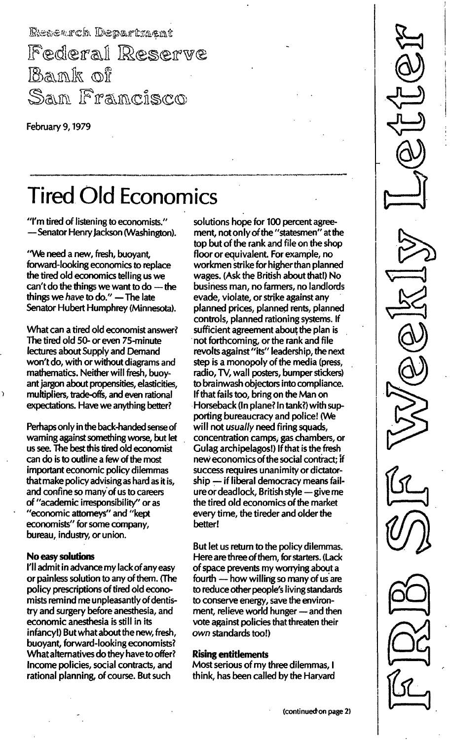Research Department

Federal Reserve Bank of San Francisco

February 9, 1979

FRBSF Weekly Letter

# Tired Old Economics

"I'm tired of listening to economists." — Senator Henry Jackson (Washington).

"We need a new, fresh, buoyant, forward-looking economics to replace the tired old economics telling us we can't do the things we want to do — the things we *have* to do." — The late Senator Hubert Humphrey (Minnesota).

What can a tired old economist answer? The tired old 50- or even 75-minute lectures about Supply and Demand won't do, with or without diagrams and mathematics. Neither will fresh, buoyant jargon about propensities, elasticities, multipliers, trade-offs, and even rational expectations. Have we anything better?

Perhaps only in the back-handed sense of warning against something worse, but let us see. The best this tired old economist can do is to outline a few of the most important economic policy dilemmas that make policy advising as hard as it is, and confine so many of us to careers of "academic irresponsibility" or as "economic attorneys" and "kept economists" for some company, bureau, industry, or union.

### No easy solutions

I'll admit in advance my lack of any easy or painless solution to any of them. (The policy prescriptions of tired old economists remind me unpleasantly of dentistry and surgery before anesthesia, and economic anesthesia is still in its infancy!) But what about the new, fresh, buoyant, forward-looking economists? What alternatives do they have to offer? Income policies, social contracts, and rational planning, of course. But such solutions hope for 100 percent agreement, not only of the "statesmen" at the top but of the rank and file on the shop floor or equivalent. For example, no workmen strike for higher than planned wages. (Ask the British about that!) No business man, no farmers, no landlords evade, violate, or strike against any planned prices, planned rents, planned controls, planned rationing systems. If sufficient agreement about the plan is not forthcoming, or the rank and file revolts against "its" leadership, the next step is a monopoly of the media (press, radio, TV, wall posters, bumper stickers) to brainwash objectors into compliance. If that fails too, bring on the Man on Horseback (In plane? In tank?) with supporting bureaucracy and police! (We will not *usually* need firing squads, concentration camps, gas chambers, or Gulag archipelagos!) If that is the fresh new economics of the social contract; if success requires unanimity or dictatorship — if liberal democracy means failure or deadlock, British style — give me the tired old economics of the market every time, the tireder and older the better!

But let us return to the policy dilemmas. Here are three of them, for starters. (Lack of space prevents my worrying about a fourth — how willing so many of us are to reduce other people's living standards to conserve energy, save the environment, relieve world hunger — and then vote against policies that threaten their *own* standards too!)

### Rising entitlements

Most serious of my three dilemmas, I think, has been called by the Harvard

(continued on page 2)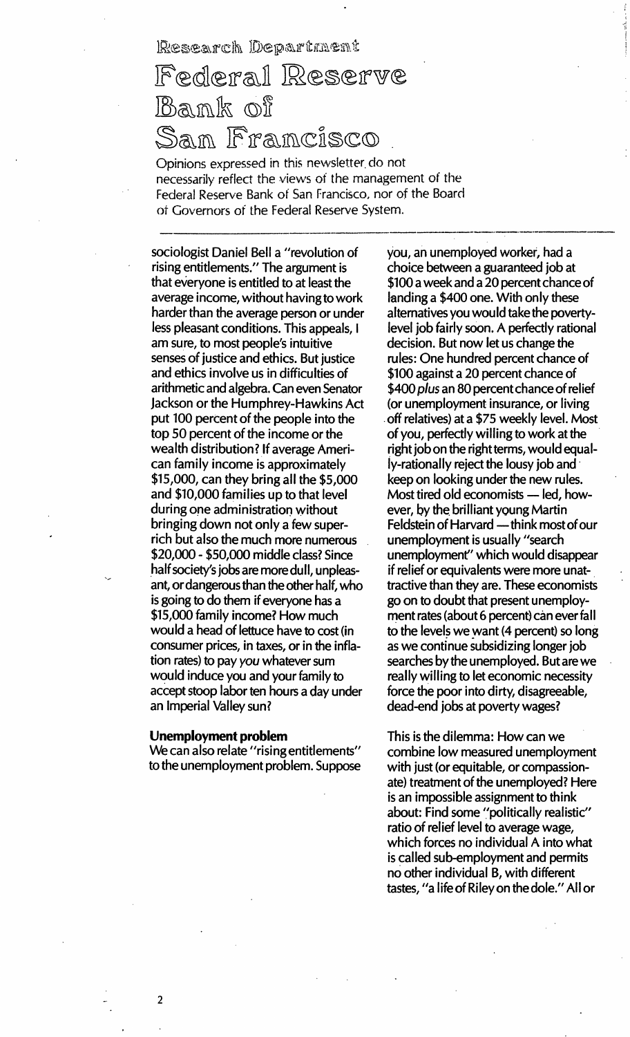sociologist Daniel Bell a "revolution of rising entitlements." The argument is that everyone is entitled to at least the average income, without having to work harder than the average person or under less pleasant conditions. This appeals, I am sure, to most people's intuitive senses of justice and ethics. But justice and ethics involve us in difficulties of arithmetic and algebra. Can even Senator Jackson or the Humphrey-Hawkins Act put 100 percent of the people into the top 50 percent of the income or the wealth distribution? If average American family income is approximately $15,000, can they bring all the $5,000 and $10,000 families up to that level during one administration without bringing down not only a few super-rich but also the much more numerous $20,000 - $50,000 middle class? Since half society's jobs are more dull, unpleasant, or dangerous than the other half, who is going to do them if everyone has a $15,000 family income? How much would a head of lettuce have to cost (in consumer prices, in taxes, or in the inflation rates) to pay *you* whatever sum would induce you and your family to accept stoop labor ten hours a day under an Imperial Valley sun?

**Unemployment problem**

We can also relate "rising entitlements" to the unemployment problem. Suppose you, an unemployed worker, had a choice between a guaranteed job at $100 a week and a 20 percent chance of landing a $400 one. With only these alternatives you would take the poverty-level job fairly soon. A perfectly rational decision. But now let us change the rules: One hundred percent chance of $100 against a 20 percent chance of $400 *plus* an 80 percent chance of relief (or unemployment insurance, or living off relatives) at a $75 weekly level. Most of you, perfectly willing to work at the right job on the right terms, would equally-rationally reject the lousy job and keep on looking under the new rules. Most tired old economists — led, however, by the brilliant young Martin Feldstein of Harvard — think most of our unemployment is usually "search unemployment" which would disappear if relief or equivalents were more unattractive than they are. These economists go on to doubt that present unemployment rates (about 6 percent) can ever fall to the levels we want (4 percent) so long as we continue subsidizing longer job searches by the unemployed. But are we really willing to let economic necessity force the poor into dirty, disagreeable, dead-end jobs at poverty wages?

This is the dilemma: How can we combine low measured unemployment with just (or equitable, or compassionate) treatment of the unemployed? Here is an impossible assignment to think about: Find some "politically realistic" ratio of relief level to average wage, which forces no individual A into what is called sub-employment and permits no other individual B, with different tastes, "a life of Riley on the dole." All or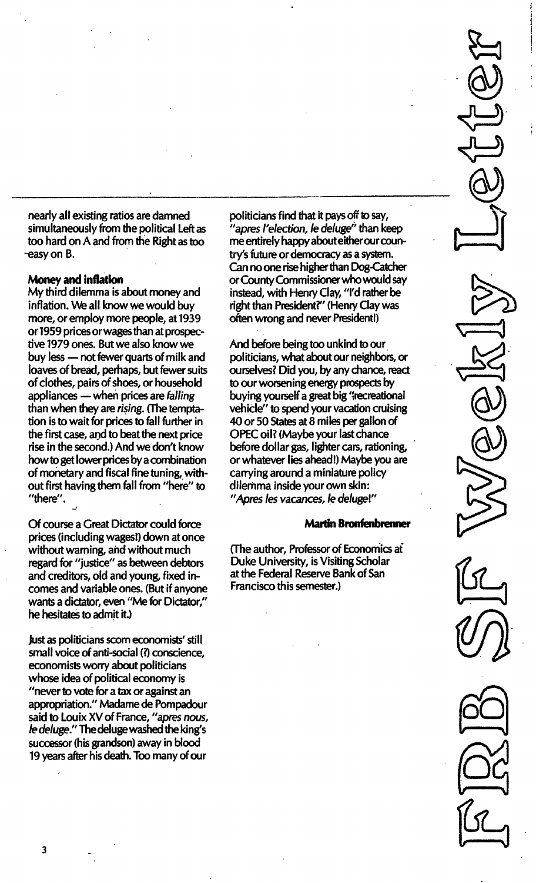nearly all existing ratios are damned simultaneously from the political Left as too hard on A and from the Right as too easy on B.

**Money and inflation**

My third dilemma is about money and inflation. We all know we would buy more, or employ more people, at 1939 or 1959 prices or wages than at prospective 1979 ones. But we also know we buy less — not fewer quarts of milk and loaves of bread, perhaps, but fewer suits of clothes, pairs of shoes, or household appliances — when prices are *falling* than when they are *rising*. (The temptation is to wait for prices to fall further in the first case, and to beat the next price rise in the second.) And we don't know how to get lower prices by a combination of monetary and fiscal fine tuning, without first having them fall from "here" to "there".

Of course a Great Dictator could force prices (including wages!) down at once without warning, and without much regard for "justice" as between debtors and creditors, old and young, fixed incomes and variable ones. (But if anyone wants a dictator, even "Me for Dictator," he hesitates to admit it.)

Just as politicians scorn economists' still small voice of anti-social (?) conscience, economists worry about politicians whose idea of political economy is "never to vote for a tax or against an appropriation." Madame de Pompadour said to Louix XV of France, "*apres nous, le deluge*." The deluge washed the king's successor (his grandson) away in blood 19 years after his death. Too many of our politicians find that it pays off to say, "*apres l'election, le deluge*" than keep me entirely happy about either our country's future or democracy as a system. Can no one rise higher than Dog-Catcher or County Commissioner who would say instead, with Henry Clay, "I'd rather be right than President?" (Henry Clay was often wrong and never President!)

And before being too unkind to our politicians, what about our neighbors, or ourselves? Did you, by any chance, react to our worsening energy prospects by buying yourself a great big "recreational vehicle" to spend your vacation cruising 40 or 50 States at 8 miles per gallon of OPEC oil? (Maybe your last chance before dollar gas, lighter cars, rationing, or whatever lies ahead!) Maybe you are carrying around a miniature policy dilemma inside your own skin: "*Apres les vacances, le deluge!*"

**Martin Bronfenbrenner**

(The author, Professor of Economics at Duke University, is Visiting Scholar at the Federal Reserve Bank of San Francisco this semester.)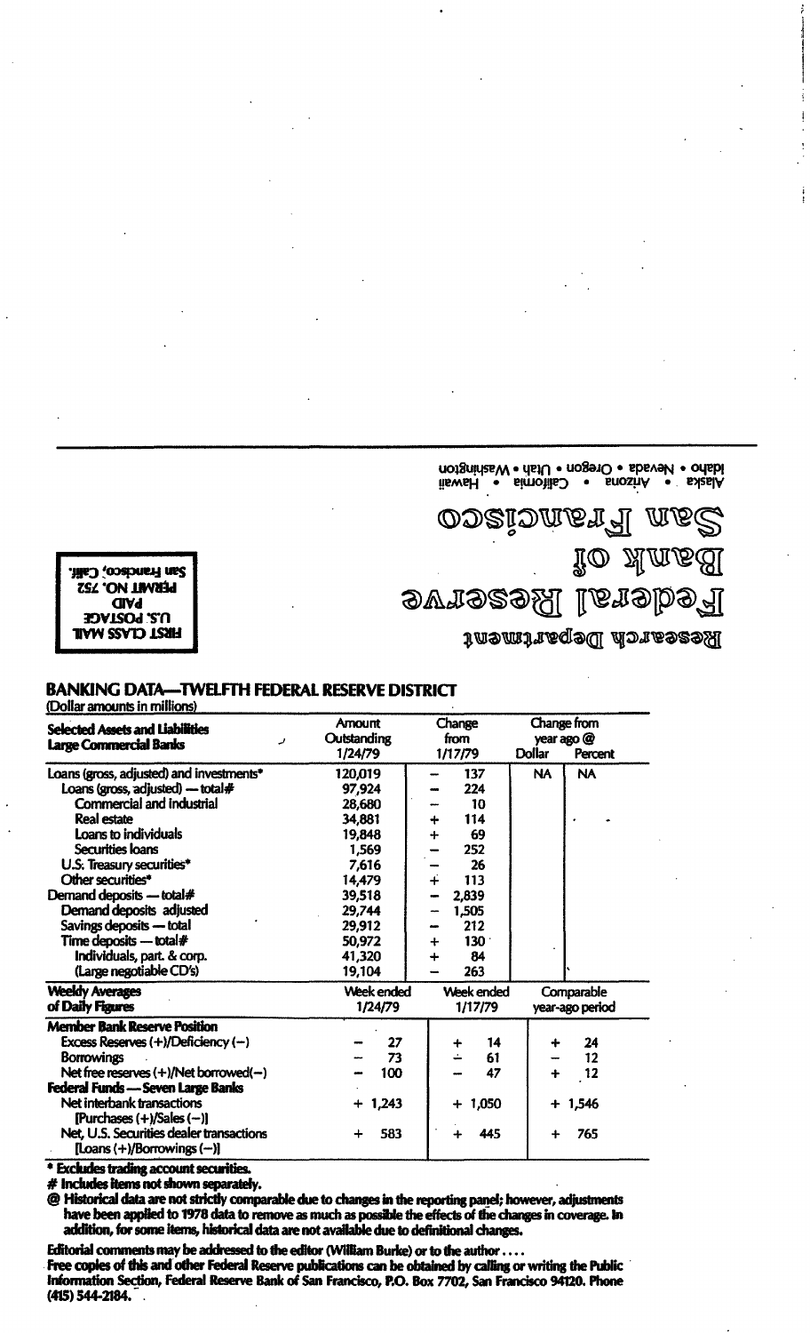Research Department

Federal Reserve

Bank of

San Francisco

Alaska • Arizona • California • Hawaii
Idaho • Nevada • Oregon • Utah • Washington

FIRST CLASS MAIL
U.S. POSTAGE
PAID
PERMIT NO. 752
San Francisco, Calif.

## BANKING DATA—TWELFTH FEDERAL RESERVE DISTRICT

(Dollar amounts in millions)

| Selected Assets and Liabilities Large Commercial Banks | Amount Outstanding 1/24/79 | Change from 1/17/79 | Change from year ago @ | |
|---|---|---|---|---|
| | | | Dollar | Percent |
| Loans (gross, adjusted) and investments* | 120,019 | – 137 | NA | NA |
| Loans (gross, adjusted) — total# | 97,924 | – 224 | | |
| Commercial and industrial | 28,680 | – 10 | | |
| Real estate | 34,881 | + 114 | | |
| Loans to individuals | 19,848 | + 69 | | |
| Securities loans | 1,569 | – 252 | | |
| U.S. Treasury securities* | 7,616 | – 26 | | |
| Other securities* | 14,479 | + 113 | | |
| Demand deposits — total# | 39,518 | – 2,839 | | |
| Demand deposits adjusted | 29,744 | – 1,505 | | |
| Savings deposits — total | 29,912 | – 212 | | |
| Time deposits — total# | 50,972 | + 130 | | |
| Individuals, part. & corp. | 41,320 | + 84 | | |
| (Large negotiable CD's) | 19,104 | – 263 | | |

| Weekly Averages of Daily Figures | Week ended 1/24/79 | Week ended 1/17/79 | Comparable year-ago period |
|---|---|---|---|
| **Member Bank Reserve Position** | | | |
| Excess Reserves (+)/Deficiency (–) | – 27 | + 14 | + 24 |
| Borrowings | – 73 | – 61 | – 12 |
| Net free reserves (+)/Net borrowed(–) | – 100 | – 47 | + 12 |
| **Federal Funds — Seven Large Banks** | | | |
| Net interbank transactions [Purchases (+)/Sales (–)] | + 1,243 | + 1,050 | + 1,546 |
| Net, U.S. Securities dealer transactions [Loans (+)/Borrowings (–)] | + 583 | + 445 | + 765 |

**\* Excludes trading account securities.**

**# Includes items not shown separately.**

**@ Historical data are not strictly comparable due to changes in the reporting panel; however, adjustments have been applied to 1978 data to remove as much as possible the effects of the changes in coverage. In addition, for some items, historical data are not available due to definitional changes.**

**Editorial comments may be addressed to the editor (William Burke) or to the author . . . .**

**Free copies of this and other Federal Reserve publications can be obtained by calling or writing the Public Information Section, Federal Reserve Bank of San Francisco, P.O. Box 7702, San Francisco 94120. Phone (415) 544-2184.**